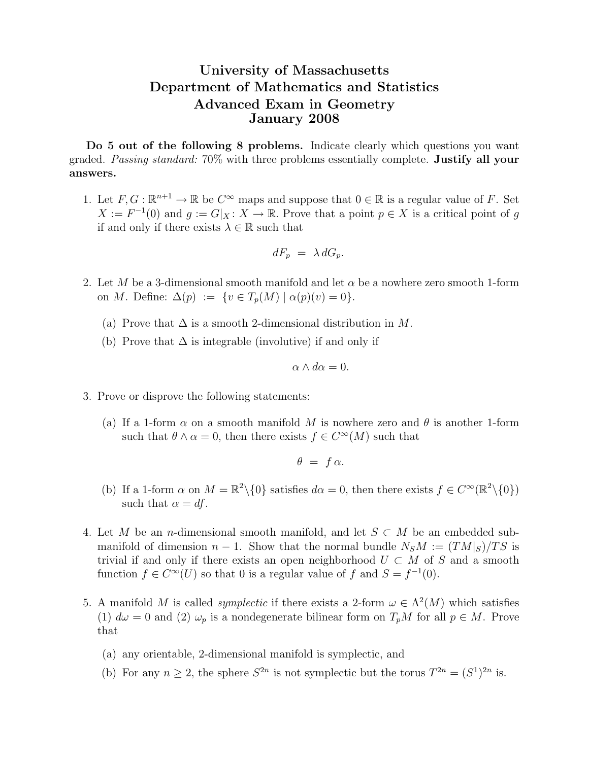# University of Massachusetts
# Department of Mathematics and Statistics
# Advanced Exam in Geometry
# January 2008

**Do 5 out of the following 8 problems.** Indicate clearly which questions you want graded. *Passing standard:* 70% with three problems essentially complete. **Justify all your answers.**

1. Let $F, G : \mathbb{R}^{n+1} \to \mathbb{R}$ be $C^\infty$ maps and suppose that $0 \in \mathbb{R}$ is a regular value of $F$. Set $X := F^{-1}(0)$ and $g := G|_X : X \to \mathbb{R}$. Prove that a point $p \in X$ is a critical point of $g$ if and only if there exists $\lambda \in \mathbb{R}$ such that

$$dF_p \;=\; \lambda \, dG_p.$$

2. Let $M$ be a 3-dimensional smooth manifold and let $\alpha$ be a nowhere zero smooth 1-form on $M$. Define: $\Delta(p) \;:=\; \{v \in T_p(M) \mid \alpha(p)(v) = 0\}$.

   (a) Prove that $\Delta$ is a smooth 2-dimensional distribution in $M$.

   (b) Prove that $\Delta$ is integrable (involutive) if and only if

$$\alpha \wedge d\alpha = 0.$$

3. Prove or disprove the following statements:

   (a) If a 1-form $\alpha$ on a smooth manifold $M$ is nowhere zero and $\theta$ is another 1-form such that $\theta \wedge \alpha = 0$, then there exists $f \in C^\infty(M)$ such that

$$\theta \;=\; f\,\alpha.$$

   (b) If a 1-form $\alpha$ on $M = \mathbb{R}^2 \backslash \{0\}$ satisfies $d\alpha = 0$, then there exists $f \in C^\infty(\mathbb{R}^2 \backslash \{0\})$ such that $\alpha = df$.

4. Let $M$ be an $n$-dimensional smooth manifold, and let $S \subset M$ be an embedded submanifold of dimension $n-1$. Show that the normal bundle $N_S M := (TM|_S)/TS$ is trivial if and only if there exists an open neighborhood $U \subset M$ of $S$ and a smooth function $f \in C^\infty(U)$ so that 0 is a regular value of $f$ and $S = f^{-1}(0)$.

5. A manifold $M$ is called *symplectic* if there exists a 2-form $\omega \in \Lambda^2(M)$ which satisfies (1) $d\omega = 0$ and (2) $\omega_p$ is a nondegenerate bilinear form on $T_pM$ for all $p \in M$. Prove that

   (a) any orientable, 2-dimensional manifold is symplectic, and

   (b) For any $n \geq 2$, the sphere $S^{2n}$ is not symplectic but the torus $T^{2n} = (S^1)^{2n}$ is.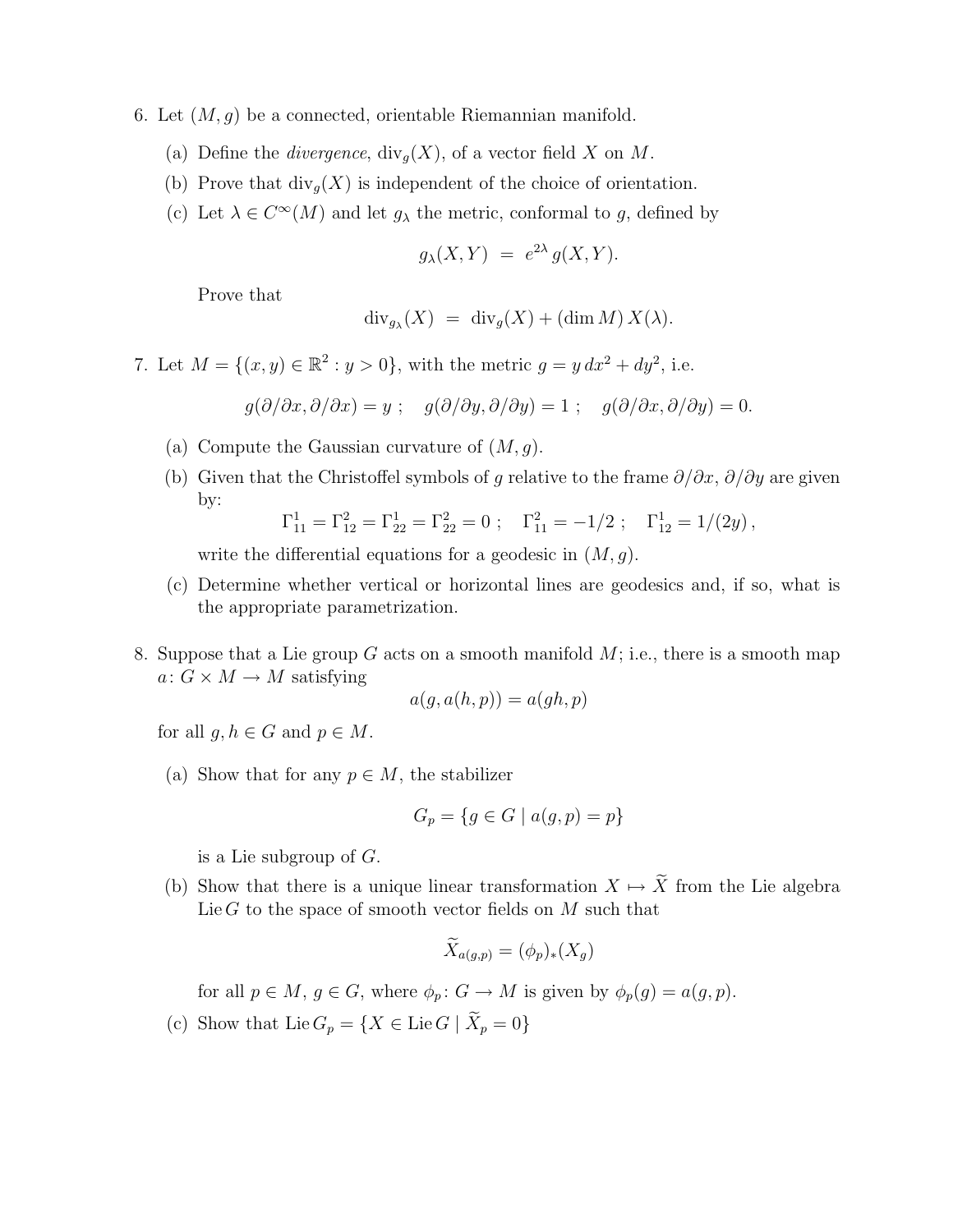6. Let $(M, g)$ be a connected, orientable Riemannian manifold.

   (a) Define the *divergence*, $\operatorname{div}_g(X)$, of a vector field $X$ on $M$.

   (b) Prove that $\operatorname{div}_g(X)$ is independent of the choice of orientation.

   (c) Let $\lambda \in C^\infty(M)$ and let $g_\lambda$ the metric, conformal to $g$, defined by

   $$g_\lambda(X, Y) \;=\; e^{2\lambda}\, g(X, Y).$$

   Prove that

   $$\operatorname{div}_{g_\lambda}(X) \;=\; \operatorname{div}_g(X) + (\dim M)\, X(\lambda).$$

7. Let $M = \{(x, y) \in \mathbb{R}^2 : y > 0\}$, with the metric $g = y\,dx^2 + dy^2$, i.e.

   $$g(\partial/\partial x, \partial/\partial x) = y\;;\quad g(\partial/\partial y, \partial/\partial y) = 1\;;\quad g(\partial/\partial x, \partial/\partial y) = 0.$$

   (a) Compute the Gaussian curvature of $(M, g)$.

   (b) Given that the Christoffel symbols of $g$ relative to the frame $\partial/\partial x$, $\partial/\partial y$ are given by:

   $$\Gamma^1_{11} = \Gamma^2_{12} = \Gamma^1_{22} = \Gamma^2_{22} = 0\;;\quad \Gamma^2_{11} = -1/2\;;\quad \Gamma^1_{12} = 1/(2y)\,,$$

   write the differential equations for a geodesic in $(M, g)$.

   (c) Determine whether vertical or horizontal lines are geodesics and, if so, what is the appropriate parametrization.

8. Suppose that a Lie group $G$ acts on a smooth manifold $M$; i.e., there is a smooth map $a\colon G \times M \to M$ satisfying

   $$a(g, a(h, p)) = a(gh, p)$$

   for all $g, h \in G$ and $p \in M$.

   (a) Show that for any $p \in M$, the stabilizer

   $$G_p = \{g \in G \mid a(g, p) = p\}$$

   is a Lie subgroup of $G$.

   (b) Show that there is a unique linear transformation $X \mapsto \widetilde{X}$ from the Lie algebra $\operatorname{Lie} G$ to the space of smooth vector fields on $M$ such that

   $$\widetilde{X}_{a(g,p)} = (\phi_p)_*(X_g)$$

   for all $p \in M$, $g \in G$, where $\phi_p\colon G \to M$ is given by $\phi_p(g) = a(g, p)$.

   (c) Show that $\operatorname{Lie} G_p = \{X \in \operatorname{Lie} G \mid \widetilde{X}_p = 0\}$